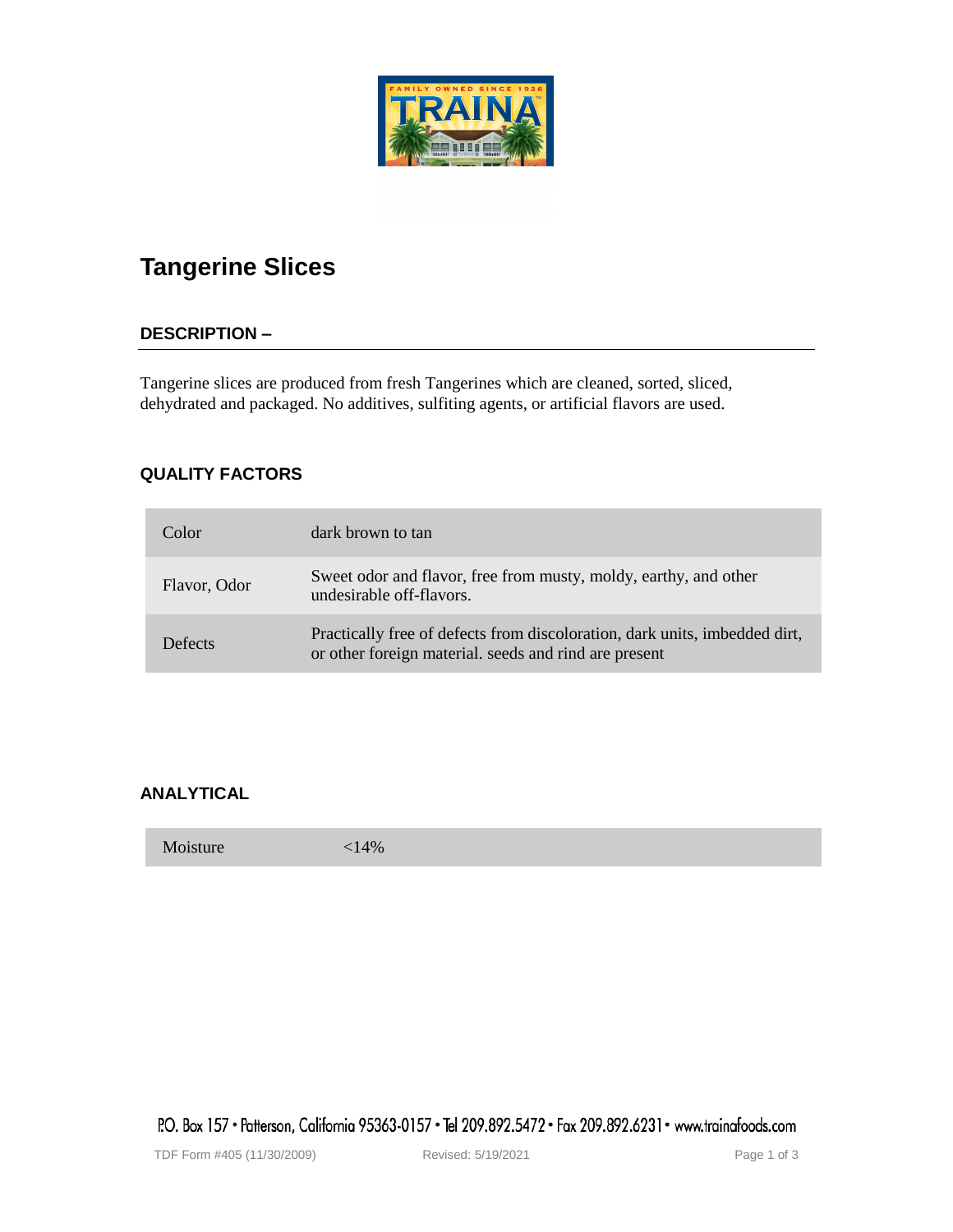# Tangerine Slices

## DESCRIPTION –

Tangerine slices are produced from fresh Tangerines which are cleaned, sorted, sliced, dehydrated and packaged. No additives, sulfiting agents, or artificial flavors are used.

## QUALITY FACTORS

| | |
|---|---|
| Color | dark brown to tan |
| Flavor, Odor | Sweet odor and flavor, free from musty, moldy, earthy, and other undesirable off-flavors. |
| Defects | Practically free of defects from discoloration, dark units, imbedded dirt, or other foreign material. seeds and rind are present |

## ANALYTICAL

| | |
|---|---|
| Moisture | <14% |

P.O. Box 157 • Patterson, California 95363-0157 • Tel 209.892.5472 • Fax 209.892.6231 • www.trainafoods.com

TDF Form #405 (11/30/2009) Revised: 5/19/2021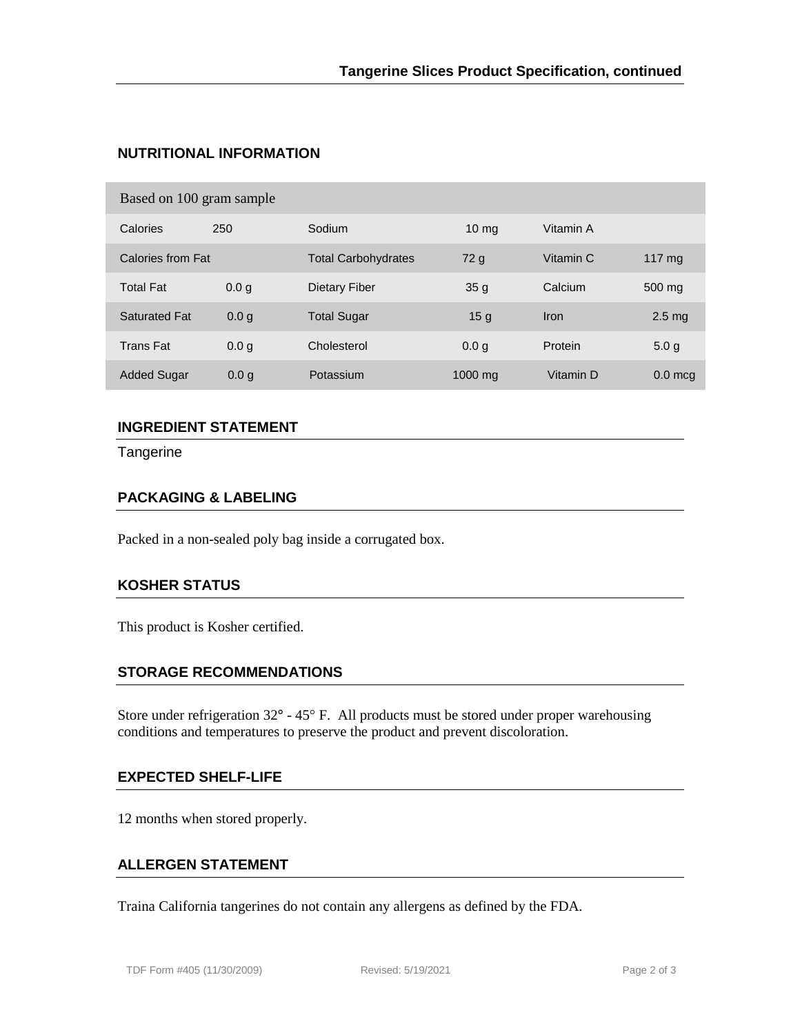## NUTRITIONAL INFORMATION

| Based on 100 gram sample | | | | | |
|---|---|---|---|---|---|
| Calories | 250 | Sodium | 10 mg | Vitamin A | |
| Calories from Fat | | Total Carbohydrates | 72 g | Vitamin C | 117 mg |
| Total Fat | 0.0 g | Dietary Fiber | 35 g | Calcium | 500 mg |
| Saturated Fat | 0.0 g | Total Sugar | 15 g | Iron | 2.5 mg |
| Trans Fat | 0.0 g | Cholesterol | 0.0 g | Protein | 5.0 g |
| Added Sugar | 0.0 g | Potassium | 1000 mg | Vitamin D | 0.0 mcg |

## INGREDIENT STATEMENT

Tangerine

## PACKAGING & LABELING

Packed in a non-sealed poly bag inside a corrugated box.

## KOSHER STATUS

This product is Kosher certified.

## STORAGE RECOMMENDATIONS

Store under refrigeration 32° - 45° F. All products must be stored under proper warehousing conditions and temperatures to preserve the product and prevent discoloration.

## EXPECTED SHELF-LIFE

12 months when stored properly.

## ALLERGEN STATEMENT

Traina California tangerines do not contain any allergens as defined by the FDA.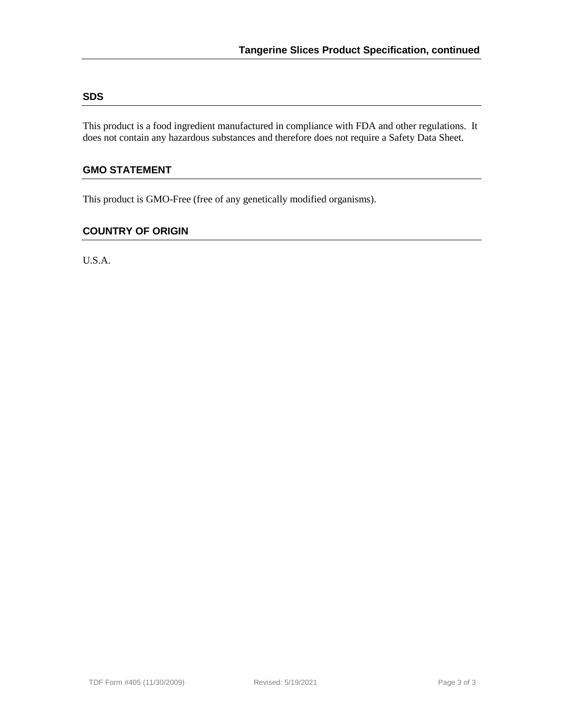## SDS

This product is a food ingredient manufactured in compliance with FDA and other regulations. It does not contain any hazardous substances and therefore does not require a Safety Data Sheet.

## GMO STATEMENT

This product is GMO-Free (free of any genetically modified organisms).

## COUNTRY OF ORIGIN

U.S.A.